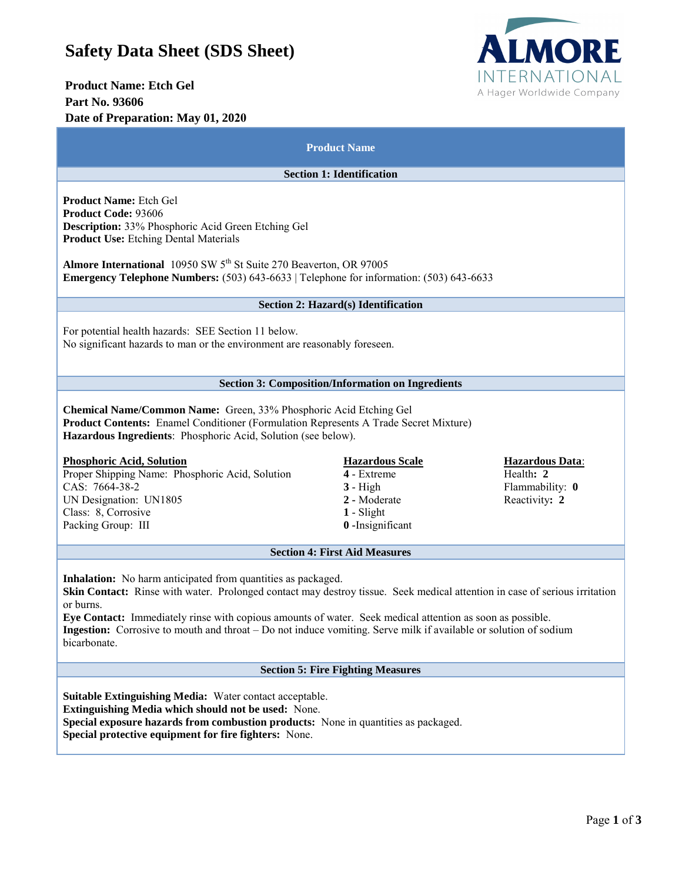# Safety Data Sheet (SDS Sheet)

**Product Name: Etch Gel**
**Part No. 93606**
**Date of Preparation: May 01, 2020**

ALMORE INTERNATIONAL
A Hager Worldwide Company

## Product Name

### Section 1: Identification

**Product Name:** Etch Gel
**Product Code:** 93606
**Description:** 33% Phosphoric Acid Green Etching Gel
**Product Use:** Etching Dental Materials

**Almore International** 10950 SW 5th St Suite 270 Beaverton, OR 97005
**Emergency Telephone Numbers:** (503) 643-6633 | Telephone for information: (503) 643-6633

### Section 2: Hazard(s) Identification

For potential health hazards: SEE Section 11 below.
No significant hazards to man or the environment are reasonably foreseen.

### Section 3: Composition/Information on Ingredients

**Chemical Name/Common Name:** Green, 33% Phosphoric Acid Etching Gel
**Product Contents:** Enamel Conditioner (Formulation Represents A Trade Secret Mixture)
**Hazardous Ingredients**: Phosphoric Acid, Solution (see below).

| **Phosphoric Acid, Solution** | **Hazardous Scale** | **Hazardous Data**: |
|---|---|---|
| Proper Shipping Name: Phosphoric Acid, Solution | **4** - Extreme | Health**: 2** |
| CAS: 7664-38-2 | **3** - High | Flammability: **0** |
| UN Designation: UN1805 | **2** - Moderate | Reactivity**: 2** |
| Class: 8, Corrosive | **1** - Slight | |
| Packing Group: III | **0** -Insignificant | |

### Section 4: First Aid Measures

**Inhalation:** No harm anticipated from quantities as packaged.
**Skin Contact:** Rinse with water. Prolonged contact may destroy tissue. Seek medical attention in case of serious irritation or burns.
**Eye Contact:** Immediately rinse with copious amounts of water. Seek medical attention as soon as possible.
**Ingestion:** Corrosive to mouth and throat – Do not induce vomiting. Serve milk if available or solution of sodium bicarbonate.

### Section 5: Fire Fighting Measures

**Suitable Extinguishing Media:** Water contact acceptable.
**Extinguishing Media which should not be used:** None.
**Special exposure hazards from combustion products:** None in quantities as packaged.
**Special protective equipment for fire fighters:** None.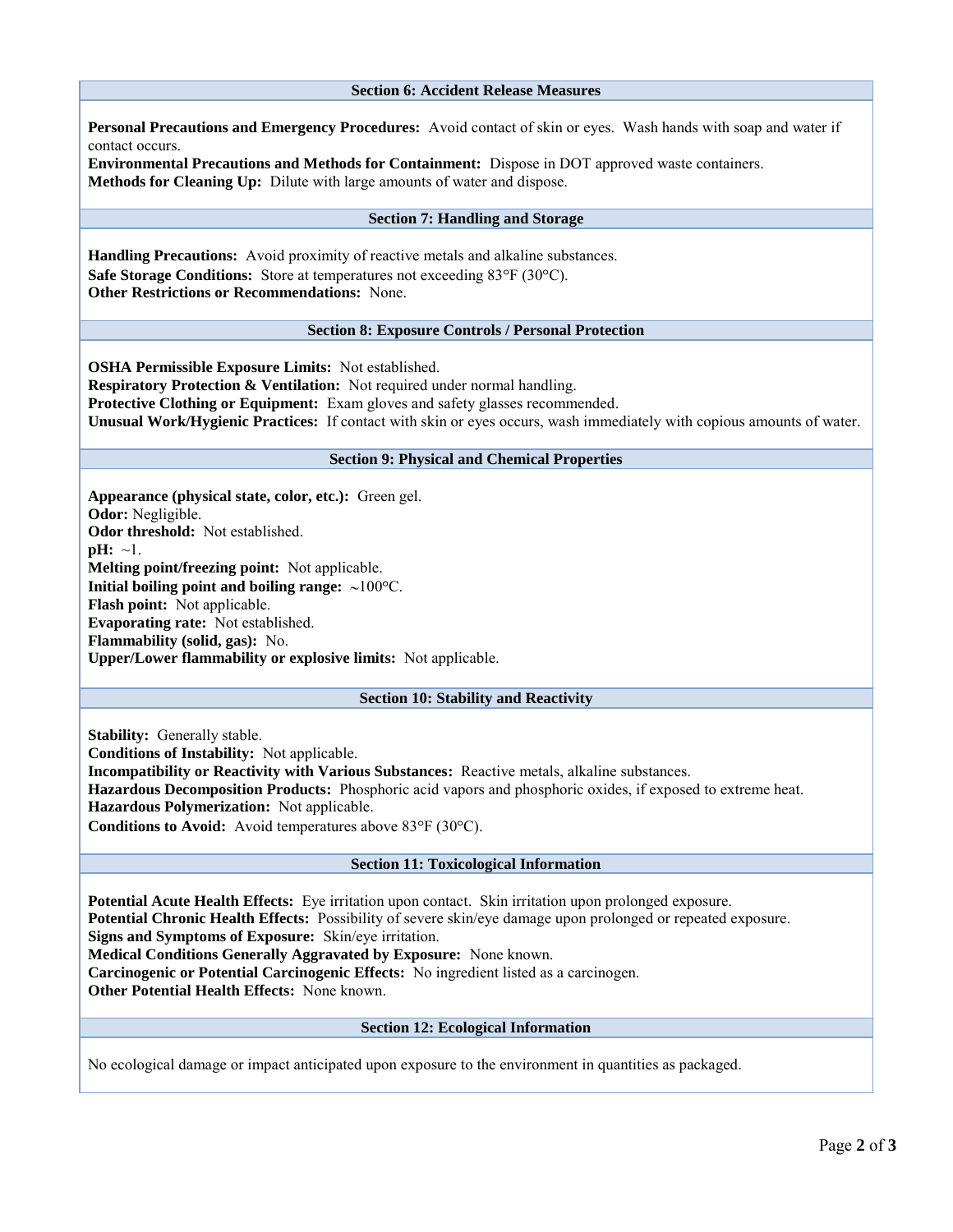## Section 6: Accident Release Measures

**Personal Precautions and Emergency Procedures:** Avoid contact of skin or eyes. Wash hands with soap and water if contact occurs.
**Environmental Precautions and Methods for Containment:** Dispose in DOT approved waste containers.
**Methods for Cleaning Up:** Dilute with large amounts of water and dispose.

## Section 7: Handling and Storage

**Handling Precautions:** Avoid proximity of reactive metals and alkaline substances.
**Safe Storage Conditions:** Store at temperatures not exceeding 83°F (30°C).
**Other Restrictions or Recommendations:** None.

## Section 8: Exposure Controls / Personal Protection

**OSHA Permissible Exposure Limits:** Not established.
**Respiratory Protection & Ventilation:** Not required under normal handling.
**Protective Clothing or Equipment:** Exam gloves and safety glasses recommended.
**Unusual Work/Hygienic Practices:** If contact with skin or eyes occurs, wash immediately with copious amounts of water.

## Section 9: Physical and Chemical Properties

**Appearance (physical state, color, etc.):** Green gel.
**Odor:** Negligible.
**Odor threshold:** Not established.
**pH:** ~1.
**Melting point/freezing point:** Not applicable.
**Initial boiling point and boiling range:** ~100°C.
**Flash point:** Not applicable.
**Evaporating rate:** Not established.
**Flammability (solid, gas):** No.
**Upper/Lower flammability or explosive limits:** Not applicable.

## Section 10: Stability and Reactivity

**Stability:** Generally stable.
**Conditions of Instability:** Not applicable.
**Incompatibility or Reactivity with Various Substances:** Reactive metals, alkaline substances.
**Hazardous Decomposition Products:** Phosphoric acid vapors and phosphoric oxides, if exposed to extreme heat.
**Hazardous Polymerization:** Not applicable.
**Conditions to Avoid:** Avoid temperatures above 83°F (30°C).

## Section 11: Toxicological Information

**Potential Acute Health Effects:** Eye irritation upon contact. Skin irritation upon prolonged exposure.
**Potential Chronic Health Effects:** Possibility of severe skin/eye damage upon prolonged or repeated exposure.
**Signs and Symptoms of Exposure:** Skin/eye irritation.
**Medical Conditions Generally Aggravated by Exposure:** None known.
**Carcinogenic or Potential Carcinogenic Effects:** No ingredient listed as a carcinogen.
**Other Potential Health Effects:** None known.

## Section 12: Ecological Information

No ecological damage or impact anticipated upon exposure to the environment in quantities as packaged.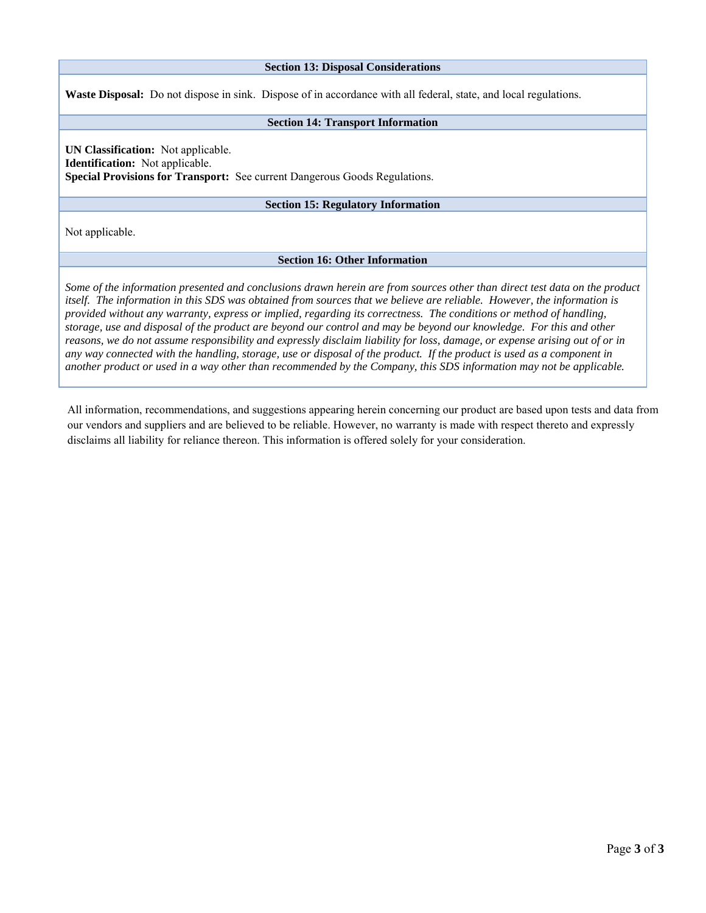## Section 13: Disposal Considerations

**Waste Disposal:** Do not dispose in sink. Dispose of in accordance with all federal, state, and local regulations.

## Section 14: Transport Information

**UN Classification:** Not applicable.
**Identification:** Not applicable.
**Special Provisions for Transport:** See current Dangerous Goods Regulations.

## Section 15: Regulatory Information

Not applicable.

## Section 16: Other Information

*Some of the information presented and conclusions drawn herein are from sources other than direct test data on the product itself. The information in this SDS was obtained from sources that we believe are reliable. However, the information is provided without any warranty, express or implied, regarding its correctness. The conditions or method of handling, storage, use and disposal of the product are beyond our control and may be beyond our knowledge. For this and other reasons, we do not assume responsibility and expressly disclaim liability for loss, damage, or expense arising out of or in any way connected with the handling, storage, use or disposal of the product. If the product is used as a component in another product or used in a way other than recommended by the Company, this SDS information may not be applicable.*

All information, recommendations, and suggestions appearing herein concerning our product are based upon tests and data from our vendors and suppliers and are believed to be reliable. However, no warranty is made with respect thereto and expressly disclaims all liability for reliance thereon. This information is offered solely for your consideration.